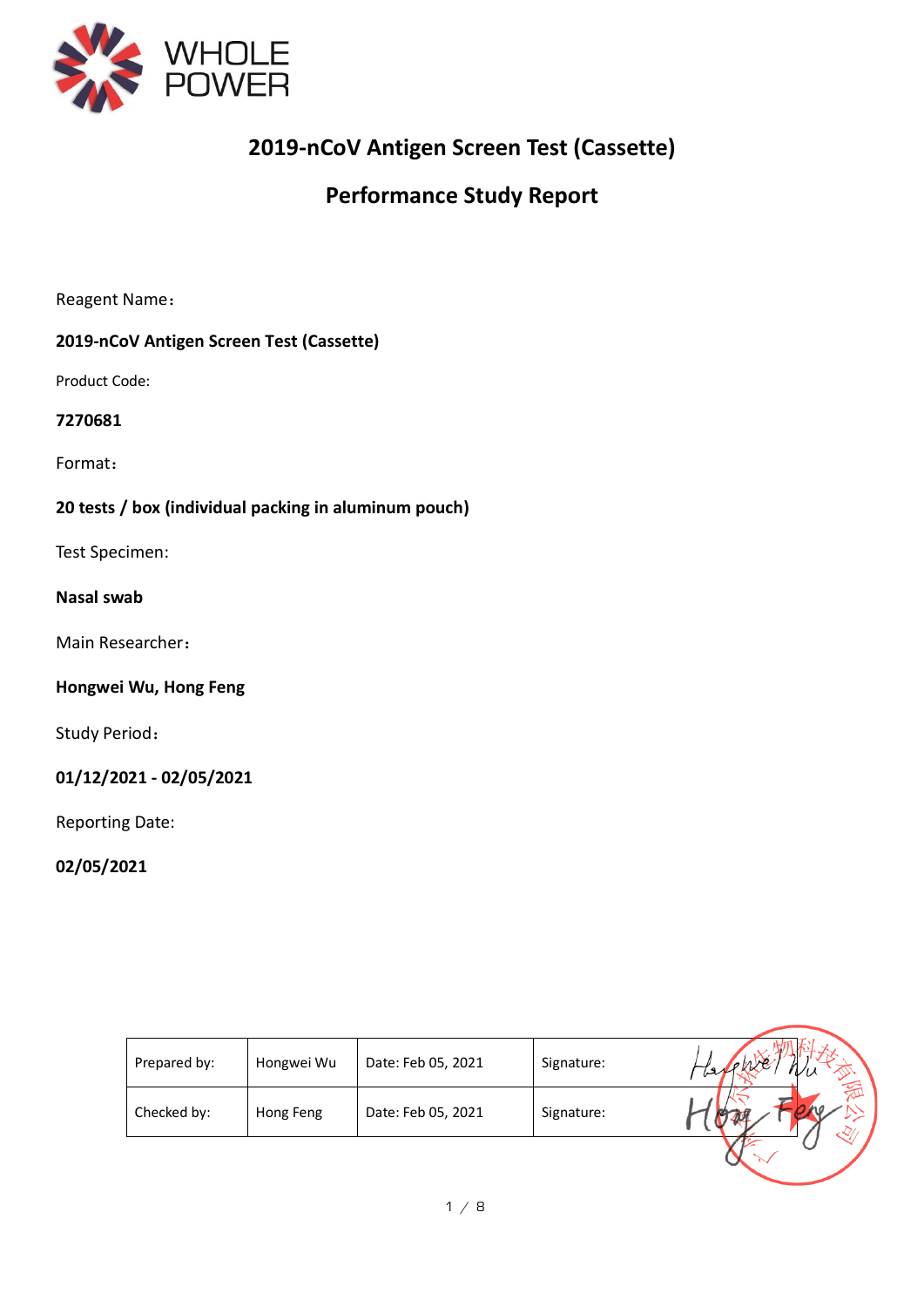WHOLE POWER

# 2019-nCoV Antigen Screen Test (Cassette)

## Performance Study Report

Reagent Name：

**2019-nCoV Antigen Screen Test (Cassette)**

Product Code:

**7270681**

Format：

**20 tests / box (individual packing in aluminum pouch)**

Test Specimen:

**Nasal swab**

Main Researcher：

**Hongwei Wu, Hong Feng**

Study Period：

**01/12/2021 - 02/05/2021**

Reporting Date:

**02/05/2021**

| Prepared by: | Hongwei Wu | Date: Feb 05, 2021 | Signature: Hongwei Wu |
|---|---|---|---|
| Checked by: | Hong Feng | Date: Feb 05, 2021 | Signature: Hong Feng |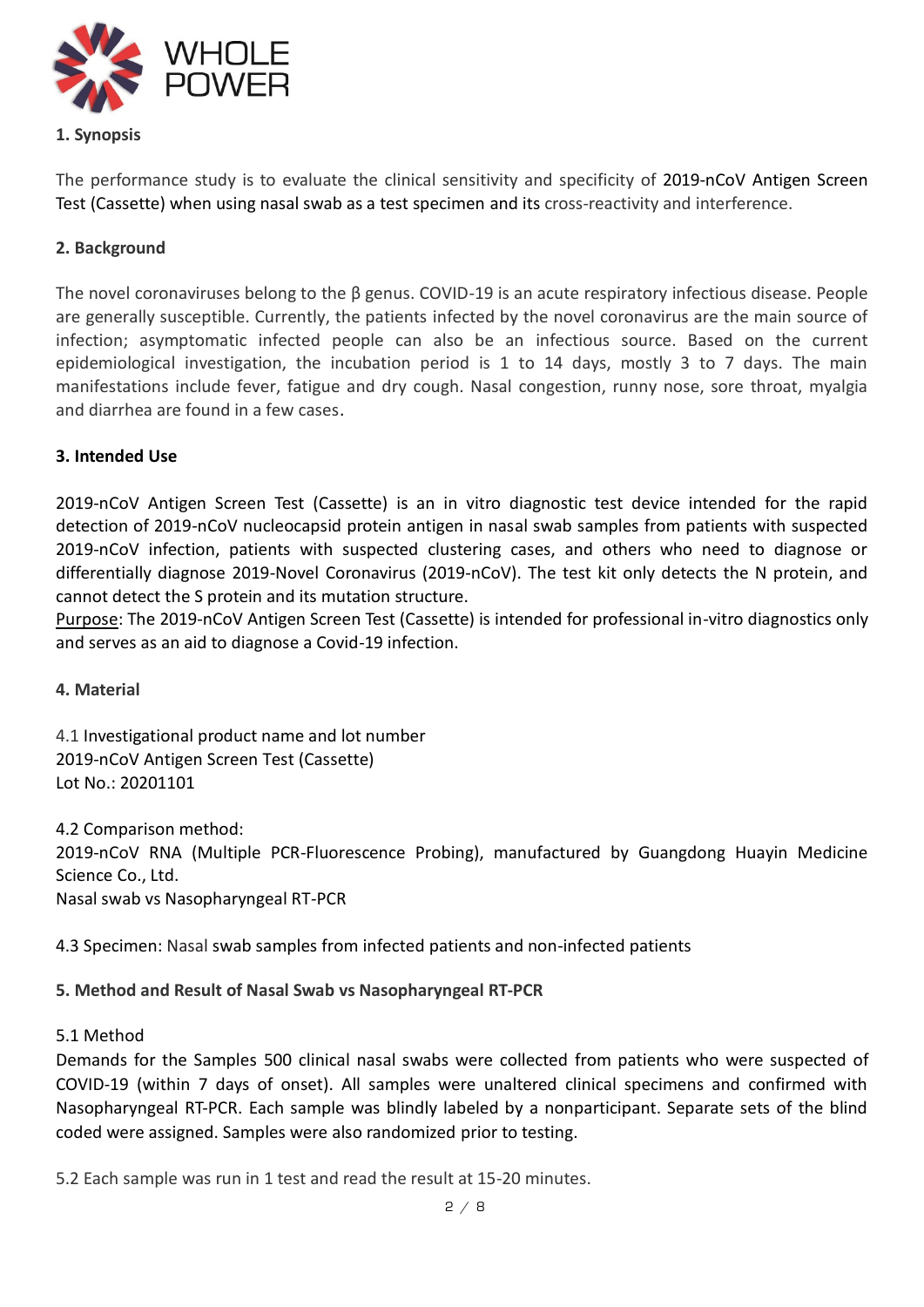## 1. Synopsis

The performance study is to evaluate the clinical sensitivity and specificity of 2019-nCoV Antigen Screen Test (Cassette) when using nasal swab as a test specimen and its cross-reactivity and interference.

## 2. Background

The novel coronaviruses belong to the β genus. COVID-19 is an acute respiratory infectious disease. People are generally susceptible. Currently, the patients infected by the novel coronavirus are the main source of infection; asymptomatic infected people can also be an infectious source. Based on the current epidemiological investigation, the incubation period is 1 to 14 days, mostly 3 to 7 days. The main manifestations include fever, fatigue and dry cough. Nasal congestion, runny nose, sore throat, myalgia and diarrhea are found in a few cases.

## 3. Intended Use

2019-nCoV Antigen Screen Test (Cassette) is an in vitro diagnostic test device intended for the rapid detection of 2019-nCoV nucleocapsid protein antigen in nasal swab samples from patients with suspected 2019-nCoV infection, patients with suspected clustering cases, and others who need to diagnose or differentially diagnose 2019-Novel Coronavirus (2019-nCoV). The test kit only detects the N protein, and cannot detect the S protein and its mutation structure.

Purpose: The 2019-nCoV Antigen Screen Test (Cassette) is intended for professional in-vitro diagnostics only and serves as an aid to diagnose a Covid-19 infection.

## 4. Material

4.1 Investigational product name and lot number
2019-nCoV Antigen Screen Test (Cassette)
Lot No.: 20201101

4.2 Comparison method:
2019-nCoV RNA (Multiple PCR-Fluorescence Probing), manufactured by Guangdong Huayin Medicine Science Co., Ltd.
Nasal swab vs Nasopharyngeal RT-PCR

4.3 Specimen: Nasal swab samples from infected patients and non-infected patients

## 5. Method and Result of Nasal Swab vs Nasopharyngeal RT-PCR

5.1 Method
Demands for the Samples 500 clinical nasal swabs were collected from patients who were suspected of COVID-19 (within 7 days of onset). All samples were unaltered clinical specimens and confirmed with Nasopharyngeal RT-PCR. Each sample was blindly labeled by a nonparticipant. Separate sets of the blind coded were assigned. Samples were also randomized prior to testing.

5.2 Each sample was run in 1 test and read the result at 15-20 minutes.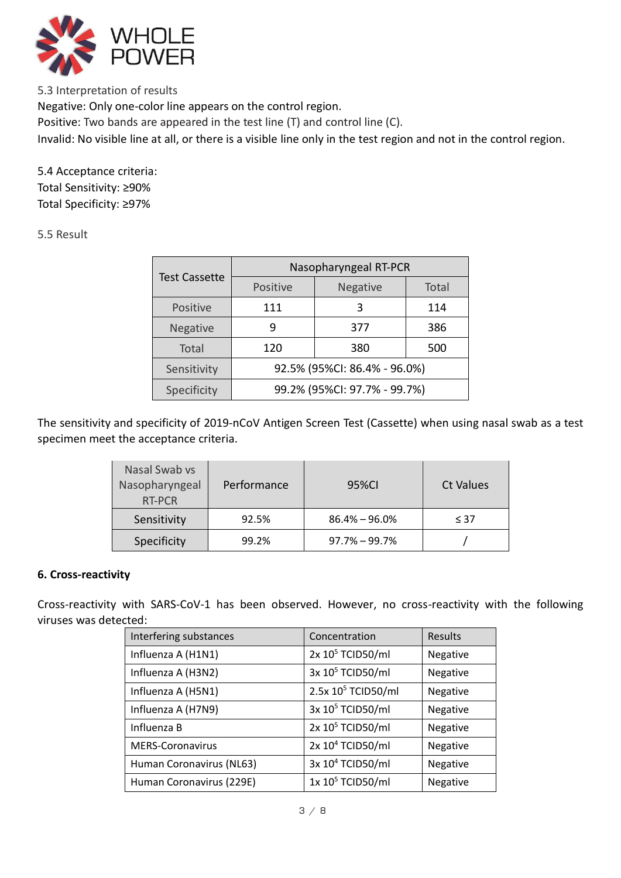5.3 Interpretation of results

Negative: Only one-color line appears on the control region.

Positive: Two bands are appeared in the test line (T) and control line (C).

Invalid: No visible line at all, or there is a visible line only in the test region and not in the control region.

5.4 Acceptance criteria:

Total Sensitivity: ≥90%

Total Specificity: ≥97%

5.5 Result

| Test Cassette | Nasopharyngeal RT-PCR | | |
|---|---|---|---|
| | Positive | Negative | Total |
| Positive | 111 | 3 | 114 |
| Negative | 9 | 377 | 386 |
| Total | 120 | 380 | 500 |
| Sensitivity | 92.5% (95%CI: 86.4% - 96.0%) | | |
| Specificity | 99.2% (95%CI: 97.7% - 99.7%) | | |

The sensitivity and specificity of 2019-nCoV Antigen Screen Test (Cassette) when using nasal swab as a test specimen meet the acceptance criteria.

| Nasal Swab vs Nasopharyngeal RT-PCR | Performance | 95%CI | Ct Values |
|---|---|---|---|
| Sensitivity | 92.5% | 86.4% – 96.0% | ≤ 37 |
| Specificity | 99.2% | 97.7% – 99.7% | / |

**6. Cross-reactivity**

Cross-reactivity with SARS-CoV-1 has been observed. However, no cross-reactivity with the following viruses was detected:

| Interfering substances | Concentration | Results |
|---|---|---|
| Influenza A (H1N1) | 2x $10^5$ TCID50/ml | Negative |
| Influenza A (H3N2) | 3x $10^5$ TCID50/ml | Negative |
| Influenza A (H5N1) | 2.5x $10^5$ TCID50/ml | Negative |
| Influenza A (H7N9) | 3x $10^5$ TCID50/ml | Negative |
| Influenza B | 2x $10^5$ TCID50/ml | Negative |
| MERS-Coronavirus | 2x $10^4$ TCID50/ml | Negative |
| Human Coronavirus (NL63) | 3x $10^4$ TCID50/ml | Negative |
| Human Coronavirus (229E) | 1x $10^5$ TCID50/ml | Negative |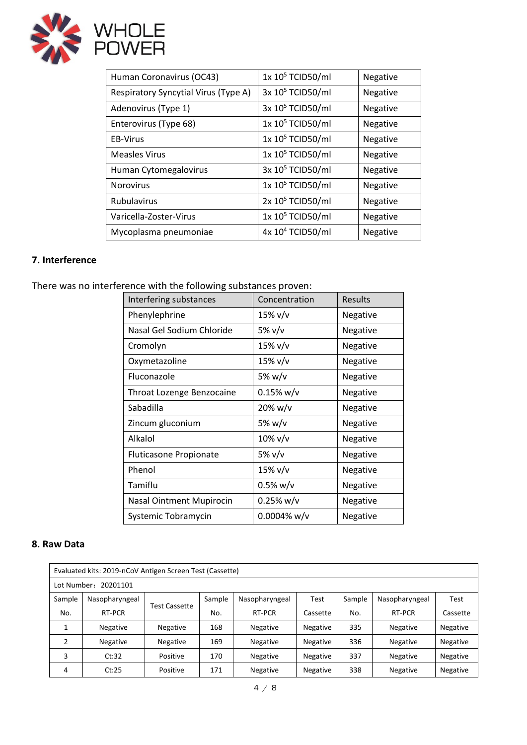| Human Coronavirus (OC43) | 1x $10^5$ TCID50/ml | Negative |
|---|---|---|
| Respiratory Syncytial Virus (Type A) | 3x $10^5$ TCID50/ml | Negative |
| Adenovirus (Type 1) | 3x $10^5$ TCID50/ml | Negative |
| Enterovirus (Type 68) | 1x $10^5$ TCID50/ml | Negative |
| EB-Virus | 1x $10^5$ TCID50/ml | Negative |
| Measles Virus | 1x $10^5$ TCID50/ml | Negative |
| Human Cytomegalovirus | 3x $10^5$ TCID50/ml | Negative |
| Norovirus | 1x $10^5$ TCID50/ml | Negative |
| Rubulavirus | 2x $10^5$ TCID50/ml | Negative |
| Varicella-Zoster-Virus | 1x $10^5$ TCID50/ml | Negative |
| Mycoplasma pneumoniae | 4x $10^4$ TCID50/ml | Negative |

## 7. Interference

There was no interference with the following substances proven:

| Interfering substances | Concentration | Results |
|---|---|---|
| Phenylephrine | 15% v/v | Negative |
| Nasal Gel Sodium Chloride | 5% v/v | Negative |
| Cromolyn | 15% v/v | Negative |
| Oxymetazoline | 15% v/v | Negative |
| Fluconazole | 5% w/v | Negative |
| Throat Lozenge Benzocaine | 0.15% w/v | Negative |
| Sabadilla | 20% w/v | Negative |
| Zincum gluconium | 5% w/v | Negative |
| Alkalol | 10% v/v | Negative |
| Fluticasone Propionate | 5% v/v | Negative |
| Phenol | 15% v/v | Negative |
| Tamiflu | 0.5% w/v | Negative |
| Nasal Ointment Mupirocin | 0.25% w/v | Negative |
| Systemic Tobramycin | 0.0004% w/v | Negative |

## 8. Raw Data

| Evaluated kits: 2019-nCoV Antigen Screen Test (Cassette) | | | | | | | | |
|---|---|---|---|---|---|---|---|---|
| Lot Number：20201101 | | | | | | | | |
| Sample No. | Nasopharyngeal RT-PCR | Test Cassette | Sample No. | Nasopharyngeal RT-PCR | Test Cassette | Sample No. | Nasopharyngeal RT-PCR | Test Cassette |
| 1 | Negative | Negative | 168 | Negative | Negative | 335 | Negative | Negative |
| 2 | Negative | Negative | 169 | Negative | Negative | 336 | Negative | Negative |
| 3 | Ct:32 | Positive | 170 | Negative | Negative | 337 | Negative | Negative |
| 4 | Ct:25 | Positive | 171 | Negative | Negative | 338 | Negative | Negative |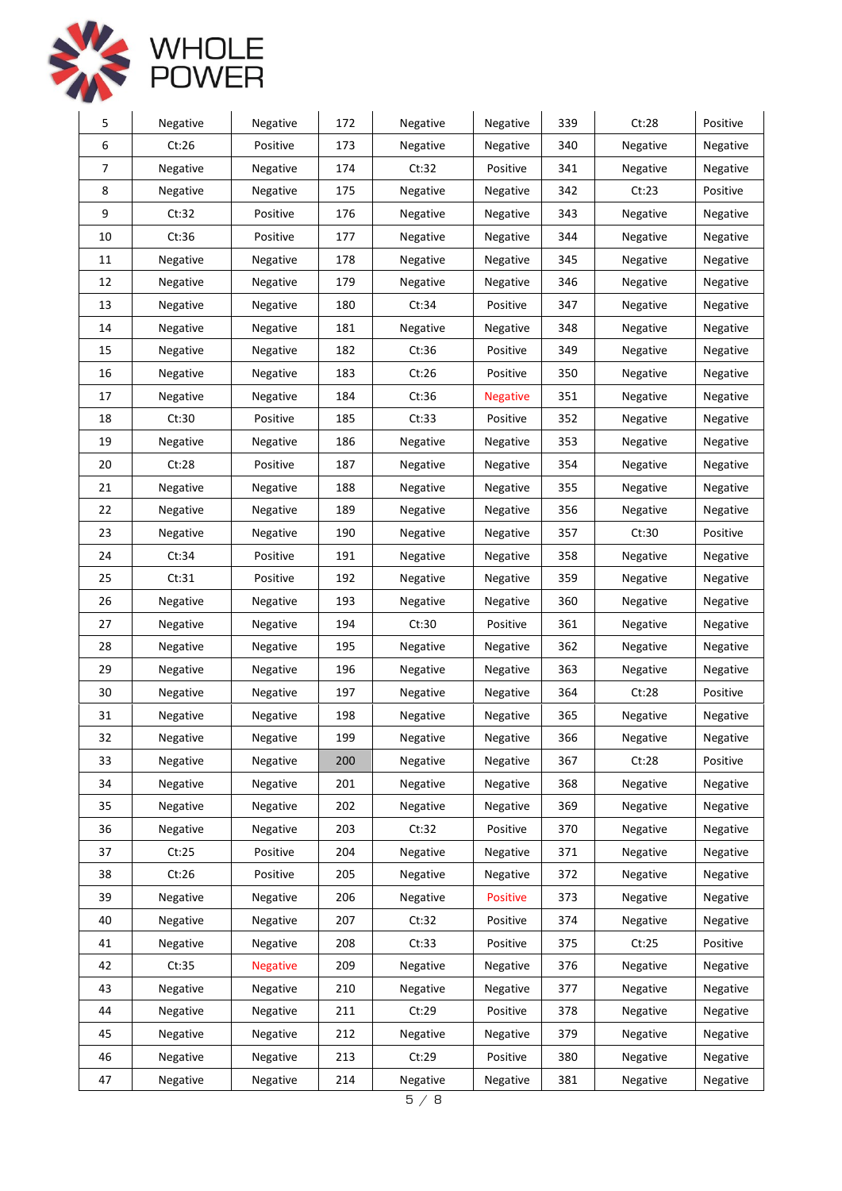| 5 | Negative | Negative | 172 | Negative | Negative | 339 | Ct:28 | Positive |
|---|---|---|---|---|---|---|---|---|
| 6 | Ct:26 | Positive | 173 | Negative | Negative | 340 | Negative | Negative |
| 7 | Negative | Negative | 174 | Ct:32 | Positive | 341 | Negative | Negative |
| 8 | Negative | Negative | 175 | Negative | Negative | 342 | Ct:23 | Positive |
| 9 | Ct:32 | Positive | 176 | Negative | Negative | 343 | Negative | Negative |
| 10 | Ct:36 | Positive | 177 | Negative | Negative | 344 | Negative | Negative |
| 11 | Negative | Negative | 178 | Negative | Negative | 345 | Negative | Negative |
| 12 | Negative | Negative | 179 | Negative | Negative | 346 | Negative | Negative |
| 13 | Negative | Negative | 180 | Ct:34 | Positive | 347 | Negative | Negative |
| 14 | Negative | Negative | 181 | Negative | Negative | 348 | Negative | Negative |
| 15 | Negative | Negative | 182 | Ct:36 | Positive | 349 | Negative | Negative |
| 16 | Negative | Negative | 183 | Ct:26 | Positive | 350 | Negative | Negative |
| 17 | Negative | Negative | 184 | Ct:36 | Negative | 351 | Negative | Negative |
| 18 | Ct:30 | Positive | 185 | Ct:33 | Positive | 352 | Negative | Negative |
| 19 | Negative | Negative | 186 | Negative | Negative | 353 | Negative | Negative |
| 20 | Ct:28 | Positive | 187 | Negative | Negative | 354 | Negative | Negative |
| 21 | Negative | Negative | 188 | Negative | Negative | 355 | Negative | Negative |
| 22 | Negative | Negative | 189 | Negative | Negative | 356 | Negative | Negative |
| 23 | Negative | Negative | 190 | Negative | Negative | 357 | Ct:30 | Positive |
| 24 | Ct:34 | Positive | 191 | Negative | Negative | 358 | Negative | Negative |
| 25 | Ct:31 | Positive | 192 | Negative | Negative | 359 | Negative | Negative |
| 26 | Negative | Negative | 193 | Negative | Negative | 360 | Negative | Negative |
| 27 | Negative | Negative | 194 | Ct:30 | Positive | 361 | Negative | Negative |
| 28 | Negative | Negative | 195 | Negative | Negative | 362 | Negative | Negative |
| 29 | Negative | Negative | 196 | Negative | Negative | 363 | Negative | Negative |
| 30 | Negative | Negative | 197 | Negative | Negative | 364 | Ct:28 | Positive |
| 31 | Negative | Negative | 198 | Negative | Negative | 365 | Negative | Negative |
| 32 | Negative | Negative | 199 | Negative | Negative | 366 | Negative | Negative |
| 33 | Negative | Negative | 200 | Negative | Negative | 367 | Ct:28 | Positive |
| 34 | Negative | Negative | 201 | Negative | Negative | 368 | Negative | Negative |
| 35 | Negative | Negative | 202 | Negative | Negative | 369 | Negative | Negative |
| 36 | Negative | Negative | 203 | Ct:32 | Positive | 370 | Negative | Negative |
| 37 | Ct:25 | Positive | 204 | Negative | Negative | 371 | Negative | Negative |
| 38 | Ct:26 | Positive | 205 | Negative | Negative | 372 | Negative | Negative |
| 39 | Negative | Negative | 206 | Negative | Positive | 373 | Negative | Negative |
| 40 | Negative | Negative | 207 | Ct:32 | Positive | 374 | Negative | Negative |
| 41 | Negative | Negative | 208 | Ct:33 | Positive | 375 | Ct:25 | Positive |
| 42 | Ct:35 | Negative | 209 | Negative | Negative | 376 | Negative | Negative |
| 43 | Negative | Negative | 210 | Negative | Negative | 377 | Negative | Negative |
| 44 | Negative | Negative | 211 | Ct:29 | Positive | 378 | Negative | Negative |
| 45 | Negative | Negative | 212 | Negative | Negative | 379 | Negative | Negative |
| 46 | Negative | Negative | 213 | Ct:29 | Positive | 380 | Negative | Negative |
| 47 | Negative | Negative | 214 | Negative | Negative | 381 | Negative | Negative |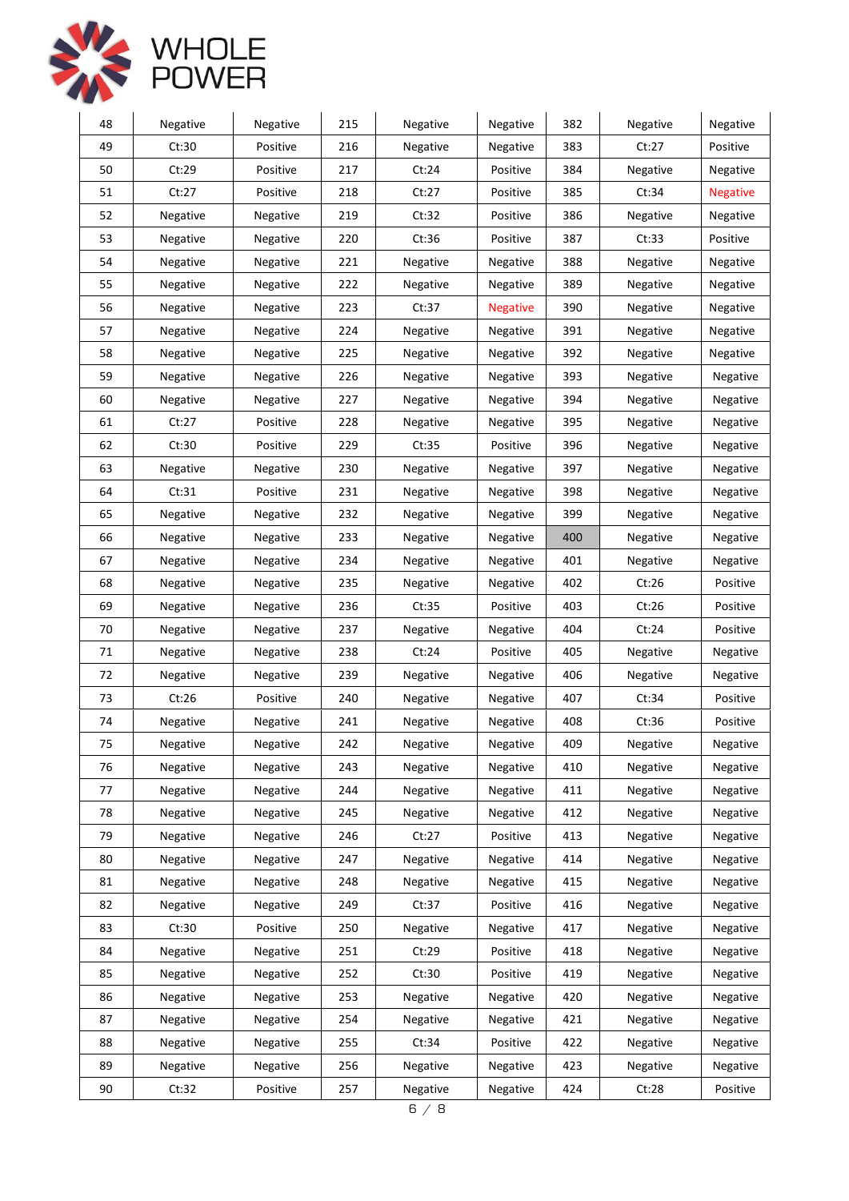| 48 | Negative | Negative | 215 | Negative | Negative | 382 | Negative | Negative |
|---|---|---|---|---|---|---|---|---|
| 49 | Ct:30 | Positive | 216 | Negative | Negative | 383 | Ct:27 | Positive |
| 50 | Ct:29 | Positive | 217 | Ct:24 | Positive | 384 | Negative | Negative |
| 51 | Ct:27 | Positive | 218 | Ct:27 | Positive | 385 | Ct:34 | Negative |
| 52 | Negative | Negative | 219 | Ct:32 | Positive | 386 | Negative | Negative |
| 53 | Negative | Negative | 220 | Ct:36 | Positive | 387 | Ct:33 | Positive |
| 54 | Negative | Negative | 221 | Negative | Negative | 388 | Negative | Negative |
| 55 | Negative | Negative | 222 | Negative | Negative | 389 | Negative | Negative |
| 56 | Negative | Negative | 223 | Ct:37 | Negative | 390 | Negative | Negative |
| 57 | Negative | Negative | 224 | Negative | Negative | 391 | Negative | Negative |
| 58 | Negative | Negative | 225 | Negative | Negative | 392 | Negative | Negative |
| 59 | Negative | Negative | 226 | Negative | Negative | 393 | Negative | Negative |
| 60 | Negative | Negative | 227 | Negative | Negative | 394 | Negative | Negative |
| 61 | Ct:27 | Positive | 228 | Negative | Negative | 395 | Negative | Negative |
| 62 | Ct:30 | Positive | 229 | Ct:35 | Positive | 396 | Negative | Negative |
| 63 | Negative | Negative | 230 | Negative | Negative | 397 | Negative | Negative |
| 64 | Ct:31 | Positive | 231 | Negative | Negative | 398 | Negative | Negative |
| 65 | Negative | Negative | 232 | Negative | Negative | 399 | Negative | Negative |
| 66 | Negative | Negative | 233 | Negative | Negative | 400 | Negative | Negative |
| 67 | Negative | Negative | 234 | Negative | Negative | 401 | Negative | Negative |
| 68 | Negative | Negative | 235 | Negative | Negative | 402 | Ct:26 | Positive |
| 69 | Negative | Negative | 236 | Ct:35 | Positive | 403 | Ct:26 | Positive |
| 70 | Negative | Negative | 237 | Negative | Negative | 404 | Ct:24 | Positive |
| 71 | Negative | Negative | 238 | Ct:24 | Positive | 405 | Negative | Negative |
| 72 | Negative | Negative | 239 | Negative | Negative | 406 | Negative | Negative |
| 73 | Ct:26 | Positive | 240 | Negative | Negative | 407 | Ct:34 | Positive |
| 74 | Negative | Negative | 241 | Negative | Negative | 408 | Ct:36 | Positive |
| 75 | Negative | Negative | 242 | Negative | Negative | 409 | Negative | Negative |
| 76 | Negative | Negative | 243 | Negative | Negative | 410 | Negative | Negative |
| 77 | Negative | Negative | 244 | Negative | Negative | 411 | Negative | Negative |
| 78 | Negative | Negative | 245 | Negative | Negative | 412 | Negative | Negative |
| 79 | Negative | Negative | 246 | Ct:27 | Positive | 413 | Negative | Negative |
| 80 | Negative | Negative | 247 | Negative | Negative | 414 | Negative | Negative |
| 81 | Negative | Negative | 248 | Negative | Negative | 415 | Negative | Negative |
| 82 | Negative | Negative | 249 | Ct:37 | Positive | 416 | Negative | Negative |
| 83 | Ct:30 | Positive | 250 | Negative | Negative | 417 | Negative | Negative |
| 84 | Negative | Negative | 251 | Ct:29 | Positive | 418 | Negative | Negative |
| 85 | Negative | Negative | 252 | Ct:30 | Positive | 419 | Negative | Negative |
| 86 | Negative | Negative | 253 | Negative | Negative | 420 | Negative | Negative |
| 87 | Negative | Negative | 254 | Negative | Negative | 421 | Negative | Negative |
| 88 | Negative | Negative | 255 | Ct:34 | Positive | 422 | Negative | Negative |
| 89 | Negative | Negative | 256 | Negative | Negative | 423 | Negative | Negative |
| 90 | Ct:32 | Positive | 257 | Negative | Negative | 424 | Ct:28 | Positive |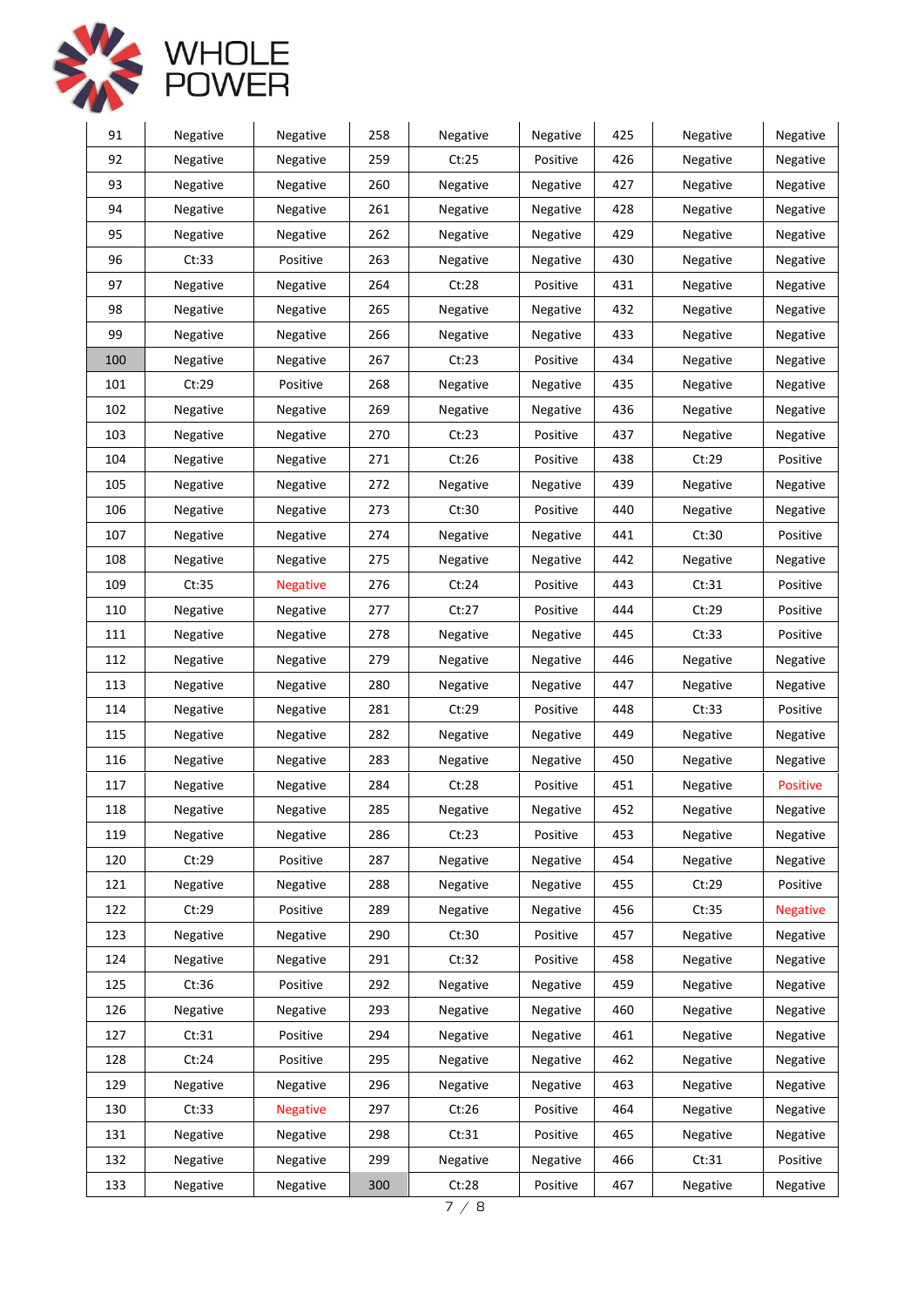| 91 | Negative | Negative | 258 | Negative | Negative | 425 | Negative | Negative |
|---|---|---|---|---|---|---|---|---|
| 92 | Negative | Negative | 259 | Ct:25 | Positive | 426 | Negative | Negative |
| 93 | Negative | Negative | 260 | Negative | Negative | 427 | Negative | Negative |
| 94 | Negative | Negative | 261 | Negative | Negative | 428 | Negative | Negative |
| 95 | Negative | Negative | 262 | Negative | Negative | 429 | Negative | Negative |
| 96 | Ct:33 | Positive | 263 | Negative | Negative | 430 | Negative | Negative |
| 97 | Negative | Negative | 264 | Ct:28 | Positive | 431 | Negative | Negative |
| 98 | Negative | Negative | 265 | Negative | Negative | 432 | Negative | Negative |
| 99 | Negative | Negative | 266 | Negative | Negative | 433 | Negative | Negative |
| 100 | Negative | Negative | 267 | Ct:23 | Positive | 434 | Negative | Negative |
| 101 | Ct:29 | Positive | 268 | Negative | Negative | 435 | Negative | Negative |
| 102 | Negative | Negative | 269 | Negative | Negative | 436 | Negative | Negative |
| 103 | Negative | Negative | 270 | Ct:23 | Positive | 437 | Negative | Negative |
| 104 | Negative | Negative | 271 | Ct:26 | Positive | 438 | Ct:29 | Positive |
| 105 | Negative | Negative | 272 | Negative | Negative | 439 | Negative | Negative |
| 106 | Negative | Negative | 273 | Ct:30 | Positive | 440 | Negative | Negative |
| 107 | Negative | Negative | 274 | Negative | Negative | 441 | Ct:30 | Positive |
| 108 | Negative | Negative | 275 | Negative | Negative | 442 | Negative | Negative |
| 109 | Ct:35 | Negative | 276 | Ct:24 | Positive | 443 | Ct:31 | Positive |
| 110 | Negative | Negative | 277 | Ct:27 | Positive | 444 | Ct:29 | Positive |
| 111 | Negative | Negative | 278 | Negative | Negative | 445 | Ct:33 | Positive |
| 112 | Negative | Negative | 279 | Negative | Negative | 446 | Negative | Negative |
| 113 | Negative | Negative | 280 | Negative | Negative | 447 | Negative | Negative |
| 114 | Negative | Negative | 281 | Ct:29 | Positive | 448 | Ct:33 | Positive |
| 115 | Negative | Negative | 282 | Negative | Negative | 449 | Negative | Negative |
| 116 | Negative | Negative | 283 | Negative | Negative | 450 | Negative | Negative |
| 117 | Negative | Negative | 284 | Ct:28 | Positive | 451 | Negative | Positive |
| 118 | Negative | Negative | 285 | Negative | Negative | 452 | Negative | Negative |
| 119 | Negative | Negative | 286 | Ct:23 | Positive | 453 | Negative | Negative |
| 120 | Ct:29 | Positive | 287 | Negative | Negative | 454 | Negative | Negative |
| 121 | Negative | Negative | 288 | Negative | Negative | 455 | Ct:29 | Positive |
| 122 | Ct:29 | Positive | 289 | Negative | Negative | 456 | Ct:35 | Negative |
| 123 | Negative | Negative | 290 | Ct:30 | Positive | 457 | Negative | Negative |
| 124 | Negative | Negative | 291 | Ct:32 | Positive | 458 | Negative | Negative |
| 125 | Ct:36 | Positive | 292 | Negative | Negative | 459 | Negative | Negative |
| 126 | Negative | Negative | 293 | Negative | Negative | 460 | Negative | Negative |
| 127 | Ct:31 | Positive | 294 | Negative | Negative | 461 | Negative | Negative |
| 128 | Ct:24 | Positive | 295 | Negative | Negative | 462 | Negative | Negative |
| 129 | Negative | Negative | 296 | Negative | Negative | 463 | Negative | Negative |
| 130 | Ct:33 | Negative | 297 | Ct:26 | Positive | 464 | Negative | Negative |
| 131 | Negative | Negative | 298 | Ct:31 | Positive | 465 | Negative | Negative |
| 132 | Negative | Negative | 299 | Negative | Negative | 466 | Ct:31 | Positive |
| 133 | Negative | Negative | 300 | Ct:28 | Positive | 467 | Negative | Negative |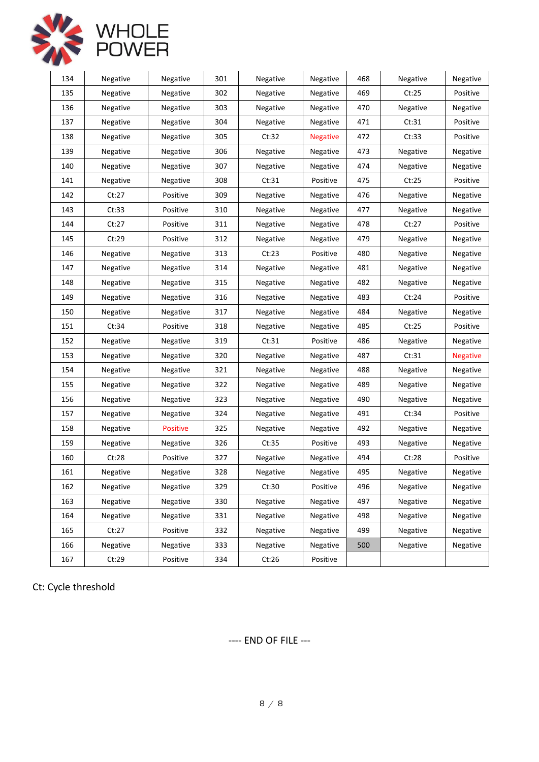| | | | | | | | | |
|---|---|---|---|---|---|---|---|---|
| 134 | Negative | Negative | 301 | Negative | Negative | 468 | Negative | Negative |
| 135 | Negative | Negative | 302 | Negative | Negative | 469 | Ct:25 | Positive |
| 136 | Negative | Negative | 303 | Negative | Negative | 470 | Negative | Negative |
| 137 | Negative | Negative | 304 | Negative | Negative | 471 | Ct:31 | Positive |
| 138 | Negative | Negative | 305 | Ct:32 | Negative | 472 | Ct:33 | Positive |
| 139 | Negative | Negative | 306 | Negative | Negative | 473 | Negative | Negative |
| 140 | Negative | Negative | 307 | Negative | Negative | 474 | Negative | Negative |
| 141 | Negative | Negative | 308 | Ct:31 | Positive | 475 | Ct:25 | Positive |
| 142 | Ct:27 | Positive | 309 | Negative | Negative | 476 | Negative | Negative |
| 143 | Ct:33 | Positive | 310 | Negative | Negative | 477 | Negative | Negative |
| 144 | Ct:27 | Positive | 311 | Negative | Negative | 478 | Ct:27 | Positive |
| 145 | Ct:29 | Positive | 312 | Negative | Negative | 479 | Negative | Negative |
| 146 | Negative | Negative | 313 | Ct:23 | Positive | 480 | Negative | Negative |
| 147 | Negative | Negative | 314 | Negative | Negative | 481 | Negative | Negative |
| 148 | Negative | Negative | 315 | Negative | Negative | 482 | Negative | Negative |
| 149 | Negative | Negative | 316 | Negative | Negative | 483 | Ct:24 | Positive |
| 150 | Negative | Negative | 317 | Negative | Negative | 484 | Negative | Negative |
| 151 | Ct:34 | Positive | 318 | Negative | Negative | 485 | Ct:25 | Positive |
| 152 | Negative | Negative | 319 | Ct:31 | Positive | 486 | Negative | Negative |
| 153 | Negative | Negative | 320 | Negative | Negative | 487 | Ct:31 | Negative |
| 154 | Negative | Negative | 321 | Negative | Negative | 488 | Negative | Negative |
| 155 | Negative | Negative | 322 | Negative | Negative | 489 | Negative | Negative |
| 156 | Negative | Negative | 323 | Negative | Negative | 490 | Negative | Negative |
| 157 | Negative | Negative | 324 | Negative | Negative | 491 | Ct:34 | Positive |
| 158 | Negative | Positive | 325 | Negative | Negative | 492 | Negative | Negative |
| 159 | Negative | Negative | 326 | Ct:35 | Positive | 493 | Negative | Negative |
| 160 | Ct:28 | Positive | 327 | Negative | Negative | 494 | Ct:28 | Positive |
| 161 | Negative | Negative | 328 | Negative | Negative | 495 | Negative | Negative |
| 162 | Negative | Negative | 329 | Ct:30 | Positive | 496 | Negative | Negative |
| 163 | Negative | Negative | 330 | Negative | Negative | 497 | Negative | Negative |
| 164 | Negative | Negative | 331 | Negative | Negative | 498 | Negative | Negative |
| 165 | Ct:27 | Positive | 332 | Negative | Negative | 499 | Negative | Negative |
| 166 | Negative | Negative | 333 | Negative | Negative | 500 | Negative | Negative |
| 167 | Ct:29 | Positive | 334 | Ct:26 | Positive | | | |

Ct: Cycle threshold

---- END OF FILE ---